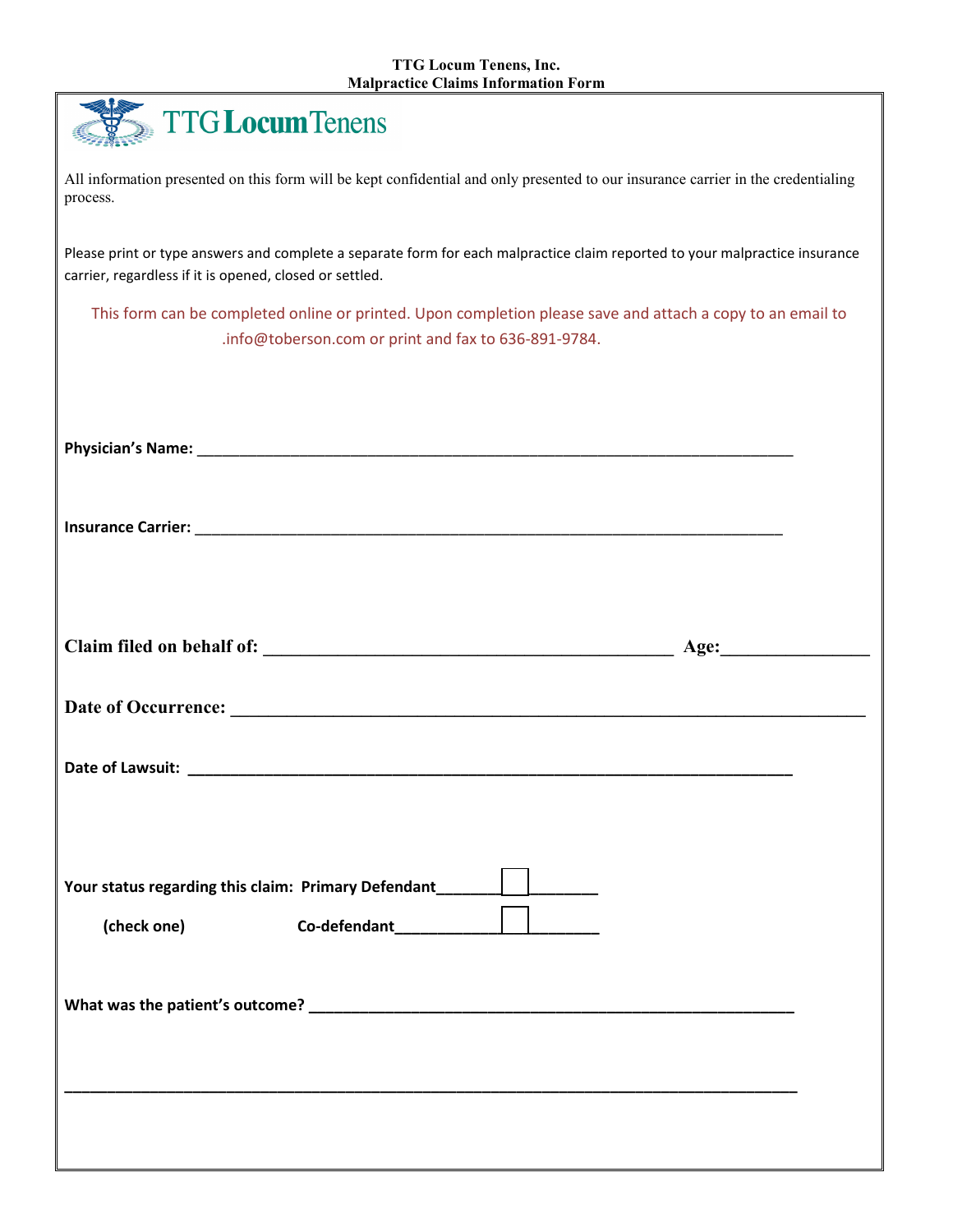**TTG Locum Tenens, Inc.**
**Malpractice Claims Information Form**

TTG Locum Tenens

All information presented on this form will be kept confidential and only presented to our insurance carrier in the credentialing process.

Please print or type answers and complete a separate form for each malpractice claim reported to your malpractice insurance carrier, regardless if it is opened, closed or settled.

This form can be completed online or printed. Upon completion please save and attach a copy to an email to .info@toberson.com or print and fax to 636-891-9784.

**Physician's Name:** ___________________________________________________________________

**Insurance Carrier:** ___________________________________________________________________

**Claim filed on behalf of:** _____________________________________________ **Age:**_______________

**Date of Occurrence:** ___________________________________________________________________

**Date of Lawsuit:** ___________________________________________________________________

**Your status regarding this claim:** **Primary Defendant**_______☐_______

**(check one)** **Co-defendant**____________☐_______

**What was the patient's outcome?** ___________________________________________________

___________________________________________________________________________________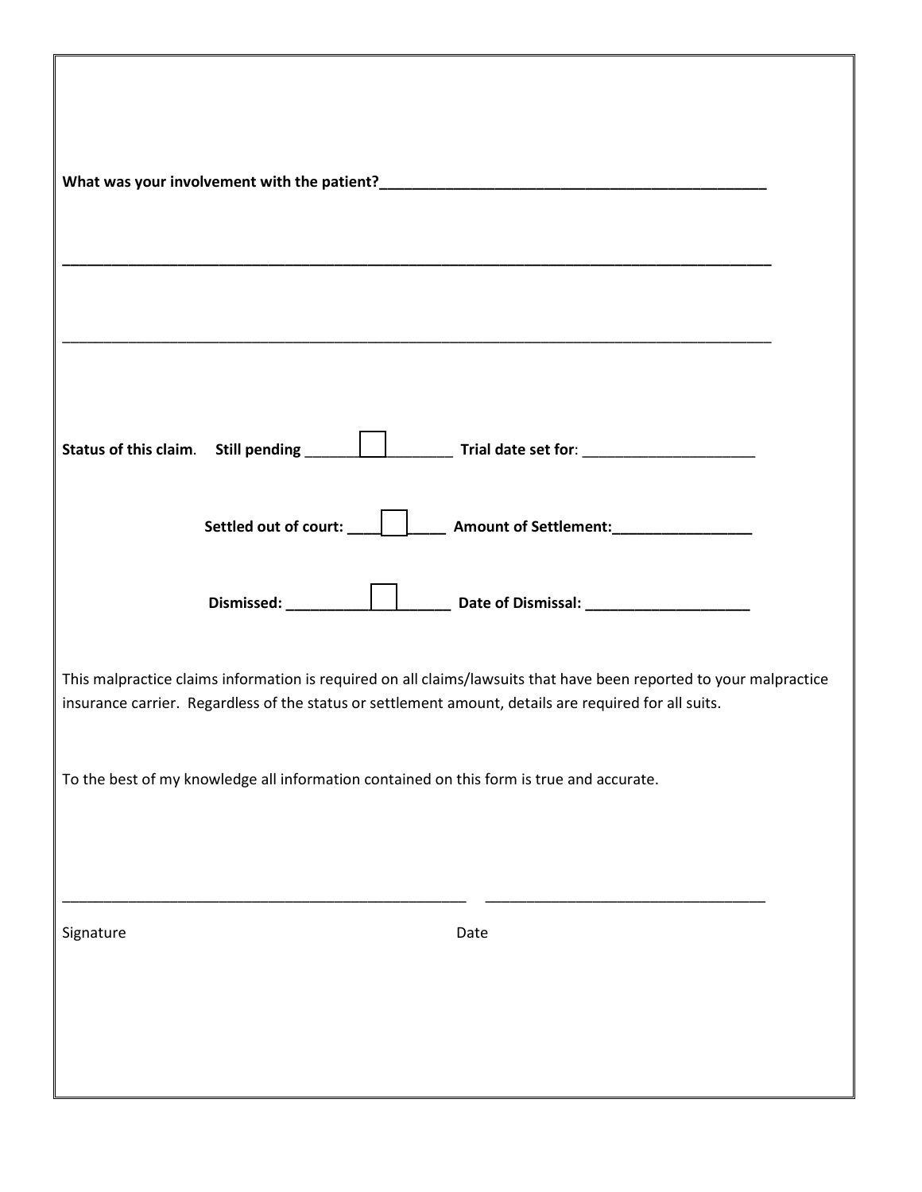**What was your involvement with the patient?**\_\_\_\_\_\_\_\_\_\_\_\_\_\_\_\_\_\_\_\_\_\_\_\_\_\_\_\_\_\_\_\_\_\_\_\_\_\_\_\_\_\_\_\_\_\_\_\_

\_\_\_\_\_\_\_\_\_\_\_\_\_\_\_\_\_\_\_\_\_\_\_\_\_\_\_\_\_\_\_\_\_\_\_\_\_\_\_\_\_\_\_\_\_\_\_\_\_\_\_\_\_\_\_\_\_\_\_\_\_\_\_\_\_\_\_\_\_\_\_\_\_\_\_\_\_\_\_\_\_\_\_\_\_\_\_\_\_\_

\_\_\_\_\_\_\_\_\_\_\_\_\_\_\_\_\_\_\_\_\_\_\_\_\_\_\_\_\_\_\_\_\_\_\_\_\_\_\_\_\_\_\_\_\_\_\_\_\_\_\_\_\_\_\_\_\_\_\_\_\_\_\_\_\_\_\_\_\_\_\_\_\_\_\_\_\_\_\_\_\_\_\_\_\_\_\_\_\_\_

**Status of this claim**. **Still pending** \_\_\_\_\_\_\_\_ ☐ \_\_\_\_\_\_\_\_ **Trial date set for**: \_\_\_\_\_\_\_\_\_\_\_\_\_\_\_\_\_\_\_\_\_\_

**Settled out of court:** \_\_\_\_ ☐ \_\_\_\_ **Amount of Settlement:**\_\_\_\_\_\_\_\_\_\_\_\_\_\_\_\_\_\_

**Dismissed:** \_\_\_\_\_\_\_\_\_\_ ☐ \_\_\_\_\_\_ **Date of Dismissal:** \_\_\_\_\_\_\_\_\_\_\_\_\_\_\_\_\_\_\_\_\_

This malpractice claims information is required on all claims/lawsuits that have been reported to your malpractice insurance carrier. Regardless of the status or settlement amount, details are required for all suits.

To the best of my knowledge all information contained on this form is true and accurate.

\_\_\_\_\_\_\_\_\_\_\_\_\_\_\_\_\_\_\_\_\_\_\_\_\_\_\_\_\_\_\_\_\_\_\_\_\_\_\_\_\_\_\_\_\_\_\_\_\_\_ \_\_\_\_\_\_\_\_\_\_\_\_\_\_\_\_\_\_\_\_\_\_\_\_\_\_\_\_\_\_\_\_\_\_\_\_\_

Signature Date